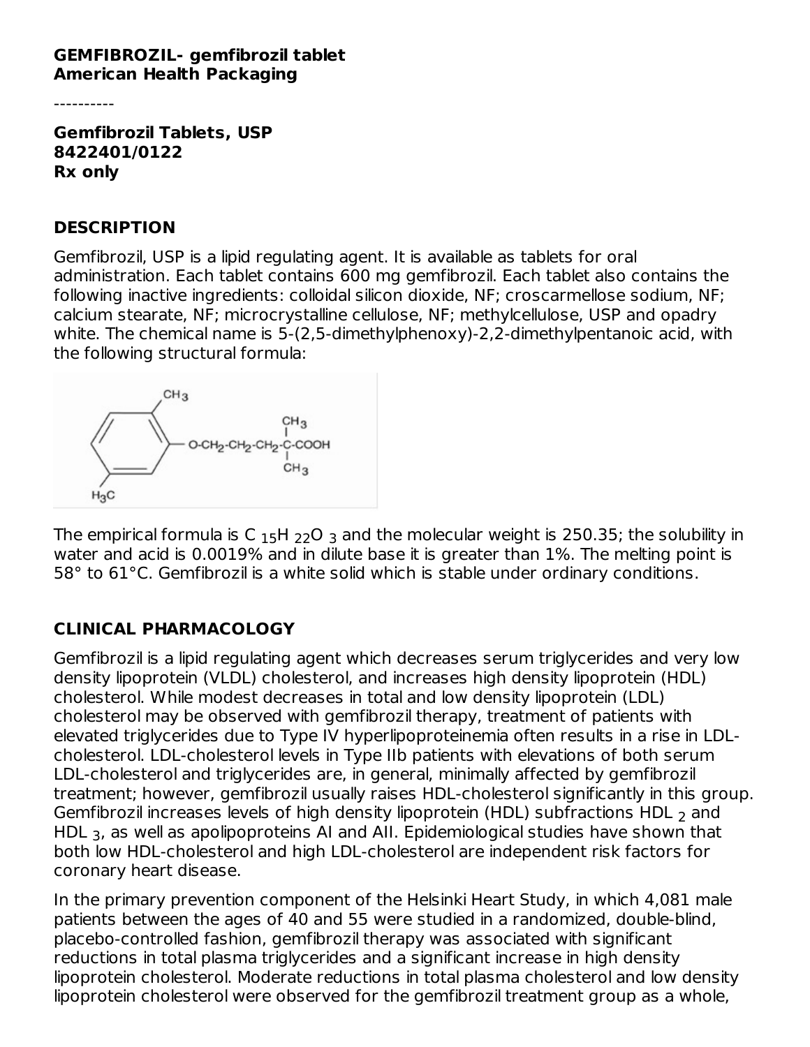**GEMFIBROZIL- gemfibrozil tablet**
**American Health Packaging**

----------

**Gemfibrozil Tablets, USP**
**8422401/0122**
**Rx only**

## DESCRIPTION

Gemfibrozil, USP is a lipid regulating agent. It is available as tablets for oral administration. Each tablet contains 600 mg gemfibrozil. Each tablet also contains the following inactive ingredients: colloidal silicon dioxide, NF; croscarmellose sodium, NF; calcium stearate, NF; microcrystalline cellulose, NF; methylcellulose, USP and opadry white. The chemical name is 5-(2,5-dimethylphenoxy)-2,2-dimethylpentanoic acid, with the following structural formula:

The empirical formula is $C_{15}H_{22}O_3$ and the molecular weight is 250.35; the solubility in water and acid is 0.0019% and in dilute base it is greater than 1%. The melting point is 58° to 61°C. Gemfibrozil is a white solid which is stable under ordinary conditions.

## CLINICAL PHARMACOLOGY

Gemfibrozil is a lipid regulating agent which decreases serum triglycerides and very low density lipoprotein (VLDL) cholesterol, and increases high density lipoprotein (HDL) cholesterol. While modest decreases in total and low density lipoprotein (LDL) cholesterol may be observed with gemfibrozil therapy, treatment of patients with elevated triglycerides due to Type IV hyperlipoproteinemia often results in a rise in LDL-cholesterol. LDL-cholesterol levels in Type IIb patients with elevations of both serum LDL-cholesterol and triglycerides are, in general, minimally affected by gemfibrozil treatment; however, gemfibrozil usually raises HDL-cholesterol significantly in this group. Gemfibrozil increases levels of high density lipoprotein (HDL) subfractions $HDL_2$ and $HDL_3$, as well as apolipoproteins AI and AII. Epidemiological studies have shown that both low HDL-cholesterol and high LDL-cholesterol are independent risk factors for coronary heart disease.

In the primary prevention component of the Helsinki Heart Study, in which 4,081 male patients between the ages of 40 and 55 were studied in a randomized, double-blind, placebo-controlled fashion, gemfibrozil therapy was associated with significant reductions in total plasma triglycerides and a significant increase in high density lipoprotein cholesterol. Moderate reductions in total plasma cholesterol and low density lipoprotein cholesterol were observed for the gemfibrozil treatment group as a whole,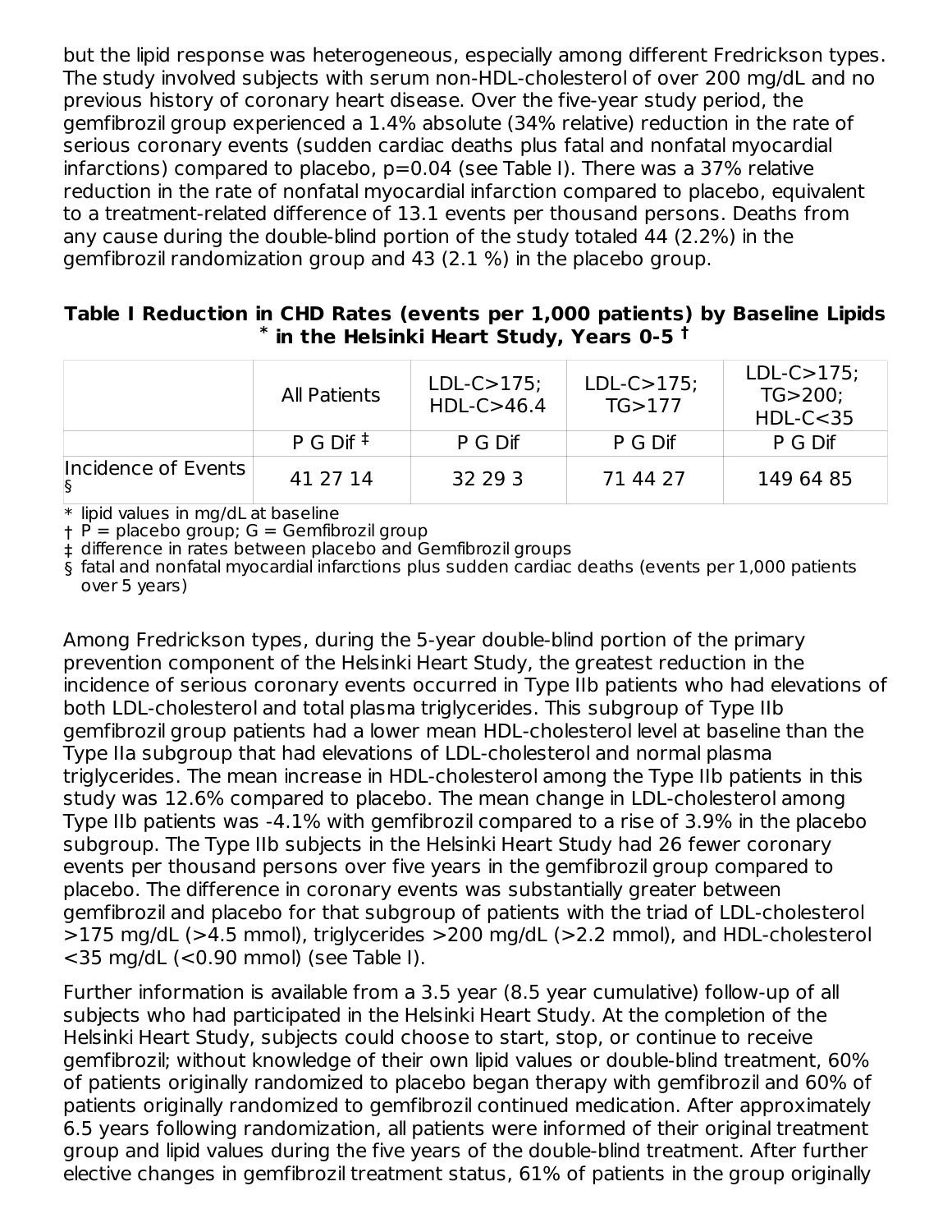but the lipid response was heterogeneous, especially among different Fredrickson types. The study involved subjects with serum non-HDL-cholesterol of over 200 mg/dL and no previous history of coronary heart disease. Over the five-year study period, the gemfibrozil group experienced a 1.4% absolute (34% relative) reduction in the rate of serious coronary events (sudden cardiac deaths plus fatal and nonfatal myocardial infarctions) compared to placebo, p=0.04 (see Table I). There was a 37% relative reduction in the rate of nonfatal myocardial infarction compared to placebo, equivalent to a treatment-related difference of 13.1 events per thousand persons. Deaths from any cause during the double-blind portion of the study totaled 44 (2.2%) in the gemfibrozil randomization group and 43 (2.1 %) in the placebo group.

**Table I Reduction in CHD Rates (events per 1,000 patients) by Baseline Lipids \* in the Helsinki Heart Study, Years 0-5 †**

| | All Patients | LDL-C>175; HDL-C>46.4 | LDL-C>175; TG>177 | LDL-C>175; TG>200; HDL-C<35 |
|---|---|---|---|---|
| | P G Dif ‡ | P G Dif | P G Dif | P G Dif |
| Incidence of Events § | 41 27 14 | 32 29 3 | 71 44 27 | 149 64 85 |

\* lipid values in mg/dL at baseline
† P = placebo group; G = Gemfibrozil group
‡ difference in rates between placebo and Gemfibrozil groups
§ fatal and nonfatal myocardial infarctions plus sudden cardiac deaths (events per 1,000 patients over 5 years)

Among Fredrickson types, during the 5-year double-blind portion of the primary prevention component of the Helsinki Heart Study, the greatest reduction in the incidence of serious coronary events occurred in Type IIb patients who had elevations of both LDL-cholesterol and total plasma triglycerides. This subgroup of Type IIb gemfibrozil group patients had a lower mean HDL-cholesterol level at baseline than the Type IIa subgroup that had elevations of LDL-cholesterol and normal plasma triglycerides. The mean increase in HDL-cholesterol among the Type IIb patients in this study was 12.6% compared to placebo. The mean change in LDL-cholesterol among Type IIb patients was -4.1% with gemfibrozil compared to a rise of 3.9% in the placebo subgroup. The Type IIb subjects in the Helsinki Heart Study had 26 fewer coronary events per thousand persons over five years in the gemfibrozil group compared to placebo. The difference in coronary events was substantially greater between gemfibrozil and placebo for that subgroup of patients with the triad of LDL-cholesterol >175 mg/dL (>4.5 mmol), triglycerides >200 mg/dL (>2.2 mmol), and HDL-cholesterol <35 mg/dL (<0.90 mmol) (see Table I).

Further information is available from a 3.5 year (8.5 year cumulative) follow-up of all subjects who had participated in the Helsinki Heart Study. At the completion of the Helsinki Heart Study, subjects could choose to start, stop, or continue to receive gemfibrozil; without knowledge of their own lipid values or double-blind treatment, 60% of patients originally randomized to placebo began therapy with gemfibrozil and 60% of patients originally randomized to gemfibrozil continued medication. After approximately 6.5 years following randomization, all patients were informed of their original treatment group and lipid values during the five years of the double-blind treatment. After further elective changes in gemfibrozil treatment status, 61% of patients in the group originally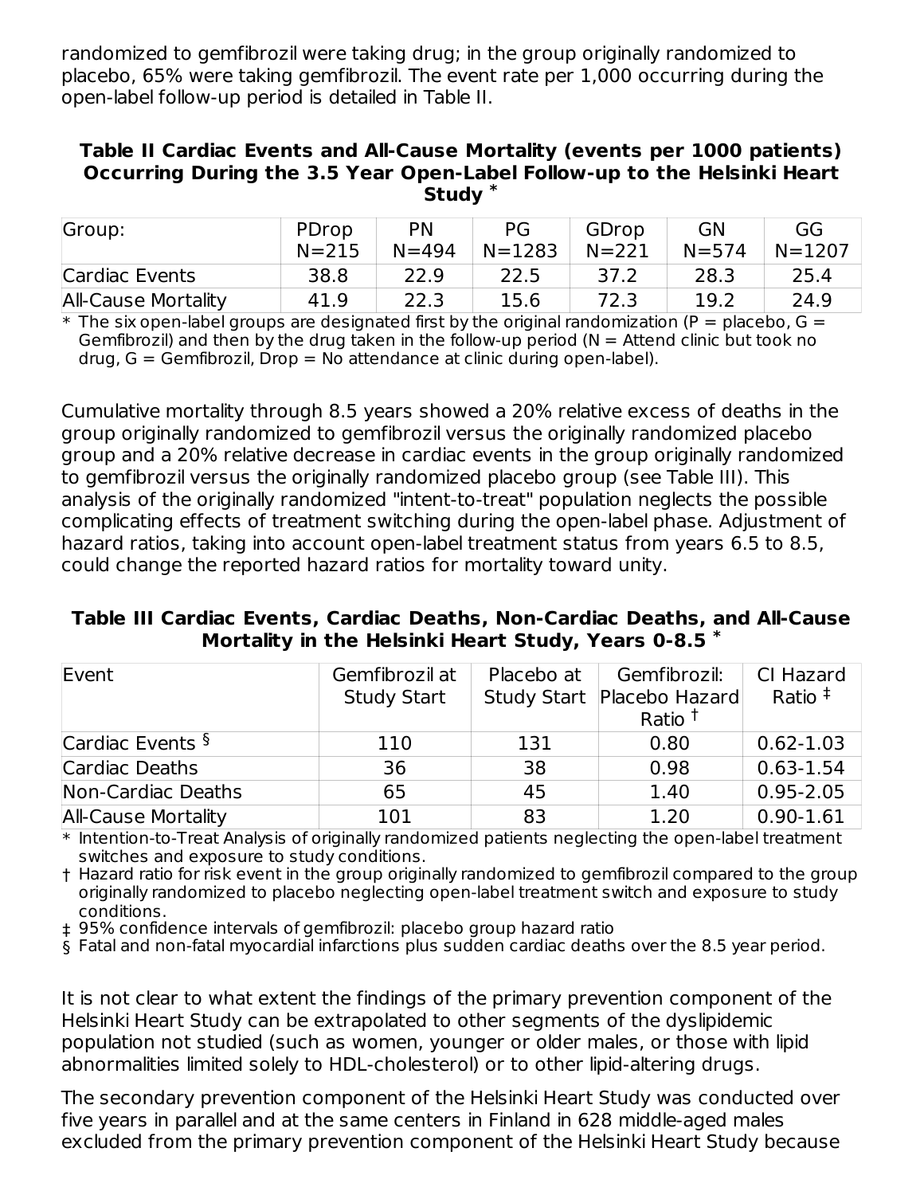randomized to gemfibrozil were taking drug; in the group originally randomized to placebo, 65% were taking gemfibrozil. The event rate per 1,000 occurring during the open-label follow-up period is detailed in Table II.

**Table II Cardiac Events and All-Cause Mortality (events per 1000 patients) Occurring During the 3.5 Year Open-Label Follow-up to the Helsinki Heart Study \***

| Group: | PDrop N=215 | PN N=494 | PG N=1283 | GDrop N=221 | GN N=574 | GG N=1207 |
|---|---|---|---|---|---|---|
| Cardiac Events | 38.8 | 22.9 | 22.5 | 37.2 | 28.3 | 25.4 |
| All-Cause Mortality | 41.9 | 22.3 | 15.6 | 72.3 | 19.2 | 24.9 |

\* The six open-label groups are designated first by the original randomization (P = placebo, G = Gemfibrozil) and then by the drug taken in the follow-up period (N = Attend clinic but took no drug, G = Gemfibrozil, Drop = No attendance at clinic during open-label).

Cumulative mortality through 8.5 years showed a 20% relative excess of deaths in the group originally randomized to gemfibrozil versus the originally randomized placebo group and a 20% relative decrease in cardiac events in the group originally randomized to gemfibrozil versus the originally randomized placebo group (see Table III). This analysis of the originally randomized "intent-to-treat" population neglects the possible complicating effects of treatment switching during the open-label phase. Adjustment of hazard ratios, taking into account open-label treatment status from years 6.5 to 8.5, could change the reported hazard ratios for mortality toward unity.

**Table III Cardiac Events, Cardiac Deaths, Non-Cardiac Deaths, and All-Cause Mortality in the Helsinki Heart Study, Years 0-8.5 \***

| Event | Gemfibrozil at Study Start | Placebo at Study Start | Gemfibrozil: Placebo Hazard Ratio † | CI Hazard Ratio ‡ |
|---|---|---|---|---|
| Cardiac Events § | 110 | 131 | 0.80 | 0.62-1.03 |
| Cardiac Deaths | 36 | 38 | 0.98 | 0.63-1.54 |
| Non-Cardiac Deaths | 65 | 45 | 1.40 | 0.95-2.05 |
| All-Cause Mortality | 101 | 83 | 1.20 | 0.90-1.61 |

\* Intention-to-Treat Analysis of originally randomized patients neglecting the open-label treatment switches and exposure to study conditions.

† Hazard ratio for risk event in the group originally randomized to gemfibrozil compared to the group originally randomized to placebo neglecting open-label treatment switch and exposure to study conditions.

‡ 95% confidence intervals of gemfibrozil: placebo group hazard ratio

§ Fatal and non-fatal myocardial infarctions plus sudden cardiac deaths over the 8.5 year period.

It is not clear to what extent the findings of the primary prevention component of the Helsinki Heart Study can be extrapolated to other segments of the dyslipidemic population not studied (such as women, younger or older males, or those with lipid abnormalities limited solely to HDL-cholesterol) or to other lipid-altering drugs.

The secondary prevention component of the Helsinki Heart Study was conducted over five years in parallel and at the same centers in Finland in 628 middle-aged males excluded from the primary prevention component of the Helsinki Heart Study because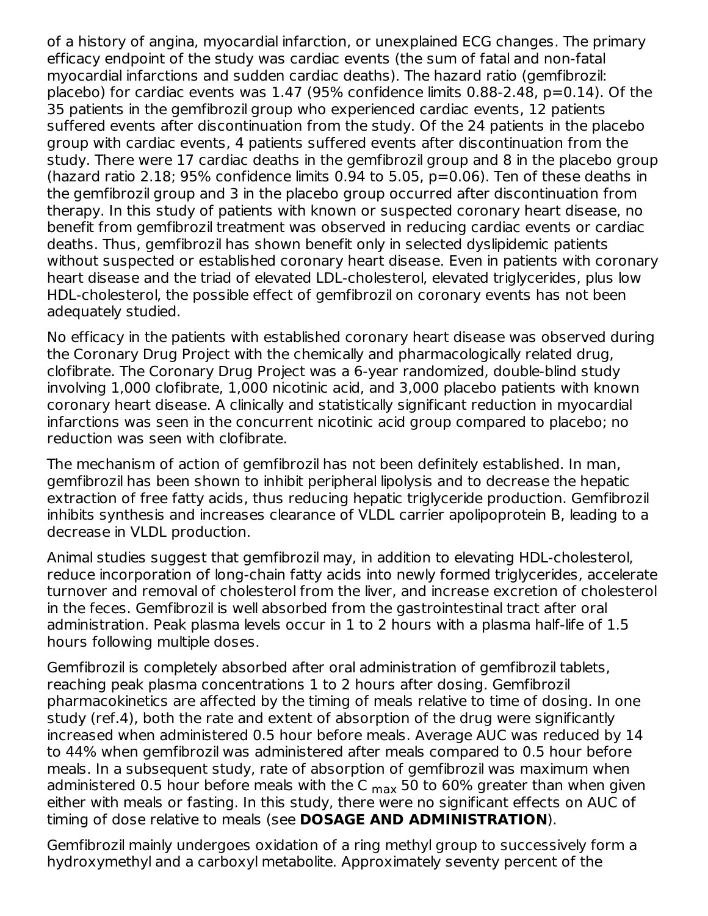of a history of angina, myocardial infarction, or unexplained ECG changes. The primary efficacy endpoint of the study was cardiac events (the sum of fatal and non-fatal myocardial infarctions and sudden cardiac deaths). The hazard ratio (gemfibrozil: placebo) for cardiac events was 1.47 (95% confidence limits 0.88-2.48, p=0.14). Of the 35 patients in the gemfibrozil group who experienced cardiac events, 12 patients suffered events after discontinuation from the study. Of the 24 patients in the placebo group with cardiac events, 4 patients suffered events after discontinuation from the study. There were 17 cardiac deaths in the gemfibrozil group and 8 in the placebo group (hazard ratio 2.18; 95% confidence limits 0.94 to 5.05, p=0.06). Ten of these deaths in the gemfibrozil group and 3 in the placebo group occurred after discontinuation from therapy. In this study of patients with known or suspected coronary heart disease, no benefit from gemfibrozil treatment was observed in reducing cardiac events or cardiac deaths. Thus, gemfibrozil has shown benefit only in selected dyslipidemic patients without suspected or established coronary heart disease. Even in patients with coronary heart disease and the triad of elevated LDL-cholesterol, elevated triglycerides, plus low HDL-cholesterol, the possible effect of gemfibrozil on coronary events has not been adequately studied.

No efficacy in the patients with established coronary heart disease was observed during the Coronary Drug Project with the chemically and pharmacologically related drug, clofibrate. The Coronary Drug Project was a 6-year randomized, double-blind study involving 1,000 clofibrate, 1,000 nicotinic acid, and 3,000 placebo patients with known coronary heart disease. A clinically and statistically significant reduction in myocardial infarctions was seen in the concurrent nicotinic acid group compared to placebo; no reduction was seen with clofibrate.

The mechanism of action of gemfibrozil has not been definitely established. In man, gemfibrozil has been shown to inhibit peripheral lipolysis and to decrease the hepatic extraction of free fatty acids, thus reducing hepatic triglyceride production. Gemfibrozil inhibits synthesis and increases clearance of VLDL carrier apolipoprotein B, leading to a decrease in VLDL production.

Animal studies suggest that gemfibrozil may, in addition to elevating HDL-cholesterol, reduce incorporation of long-chain fatty acids into newly formed triglycerides, accelerate turnover and removal of cholesterol from the liver, and increase excretion of cholesterol in the feces. Gemfibrozil is well absorbed from the gastrointestinal tract after oral administration. Peak plasma levels occur in 1 to 2 hours with a plasma half-life of 1.5 hours following multiple doses.

Gemfibrozil is completely absorbed after oral administration of gemfibrozil tablets, reaching peak plasma concentrations 1 to 2 hours after dosing. Gemfibrozil pharmacokinetics are affected by the timing of meals relative to time of dosing. In one study (ref.4), both the rate and extent of absorption of the drug were significantly increased when administered 0.5 hour before meals. Average AUC was reduced by 14 to 44% when gemfibrozil was administered after meals compared to 0.5 hour before meals. In a subsequent study, rate of absorption of gemfibrozil was maximum when administered 0.5 hour before meals with the $C_{max}$ 50 to 60% greater than when given either with meals or fasting. In this study, there were no significant effects on AUC of timing of dose relative to meals (see **DOSAGE AND ADMINISTRATION**).

Gemfibrozil mainly undergoes oxidation of a ring methyl group to successively form a hydroxymethyl and a carboxyl metabolite. Approximately seventy percent of the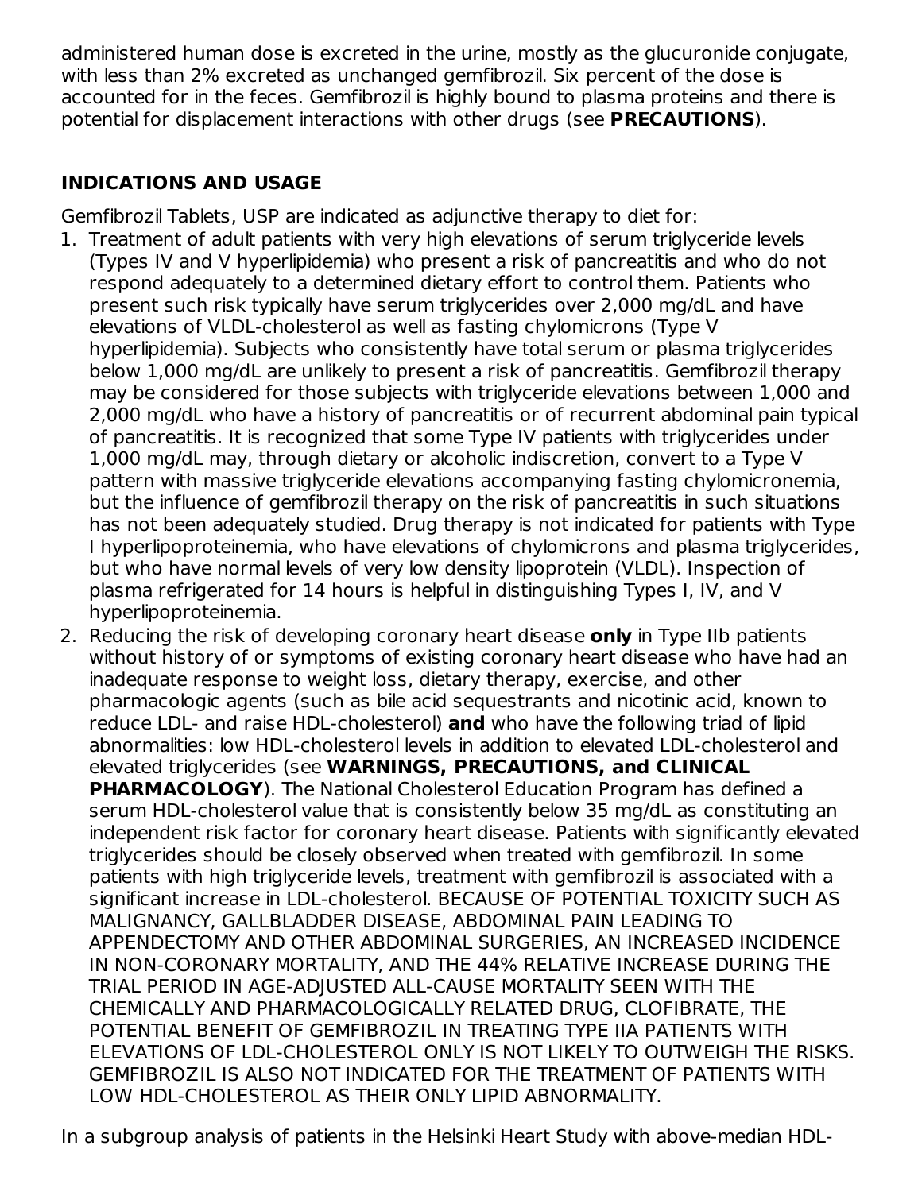administered human dose is excreted in the urine, mostly as the glucuronide conjugate, with less than 2% excreted as unchanged gemfibrozil. Six percent of the dose is accounted for in the feces. Gemfibrozil is highly bound to plasma proteins and there is potential for displacement interactions with other drugs (see **PRECAUTIONS**).

## INDICATIONS AND USAGE

Gemfibrozil Tablets, USP are indicated as adjunctive therapy to diet for:

1. Treatment of adult patients with very high elevations of serum triglyceride levels (Types IV and V hyperlipidemia) who present a risk of pancreatitis and who do not respond adequately to a determined dietary effort to control them. Patients who present such risk typically have serum triglycerides over 2,000 mg/dL and have elevations of VLDL-cholesterol as well as fasting chylomicrons (Type V hyperlipidemia). Subjects who consistently have total serum or plasma triglycerides below 1,000 mg/dL are unlikely to present a risk of pancreatitis. Gemfibrozil therapy may be considered for those subjects with triglyceride elevations between 1,000 and 2,000 mg/dL who have a history of pancreatitis or of recurrent abdominal pain typical of pancreatitis. It is recognized that some Type IV patients with triglycerides under 1,000 mg/dL may, through dietary or alcoholic indiscretion, convert to a Type V pattern with massive triglyceride elevations accompanying fasting chylomicronemia, but the influence of gemfibrozil therapy on the risk of pancreatitis in such situations has not been adequately studied. Drug therapy is not indicated for patients with Type I hyperlipoproteinemia, who have elevations of chylomicrons and plasma triglycerides, but who have normal levels of very low density lipoprotein (VLDL). Inspection of plasma refrigerated for 14 hours is helpful in distinguishing Types I, IV, and V hyperlipoproteinemia.
2. Reducing the risk of developing coronary heart disease **only** in Type IIb patients without history of or symptoms of existing coronary heart disease who have had an inadequate response to weight loss, dietary therapy, exercise, and other pharmacologic agents (such as bile acid sequestrants and nicotinic acid, known to reduce LDL- and raise HDL-cholesterol) **and** who have the following triad of lipid abnormalities: low HDL-cholesterol levels in addition to elevated LDL-cholesterol and elevated triglycerides (see **WARNINGS, PRECAUTIONS, and CLINICAL PHARMACOLOGY**). The National Cholesterol Education Program has defined a serum HDL-cholesterol value that is consistently below 35 mg/dL as constituting an independent risk factor for coronary heart disease. Patients with significantly elevated triglycerides should be closely observed when treated with gemfibrozil. In some patients with high triglyceride levels, treatment with gemfibrozil is associated with a significant increase in LDL-cholesterol. BECAUSE OF POTENTIAL TOXICITY SUCH AS MALIGNANCY, GALLBLADDER DISEASE, ABDOMINAL PAIN LEADING TO APPENDECTOMY AND OTHER ABDOMINAL SURGERIES, AN INCREASED INCIDENCE IN NON-CORONARY MORTALITY, AND THE 44% RELATIVE INCREASE DURING THE TRIAL PERIOD IN AGE-ADJUSTED ALL-CAUSE MORTALITY SEEN WITH THE CHEMICALLY AND PHARMACOLOGICALLY RELATED DRUG, CLOFIBRATE, THE POTENTIAL BENEFIT OF GEMFIBROZIL IN TREATING TYPE IIA PATIENTS WITH ELEVATIONS OF LDL-CHOLESTEROL ONLY IS NOT LIKELY TO OUTWEIGH THE RISKS. GEMFIBROZIL IS ALSO NOT INDICATED FOR THE TREATMENT OF PATIENTS WITH LOW HDL-CHOLESTEROL AS THEIR ONLY LIPID ABNORMALITY.

In a subgroup analysis of patients in the Helsinki Heart Study with above-median HDL-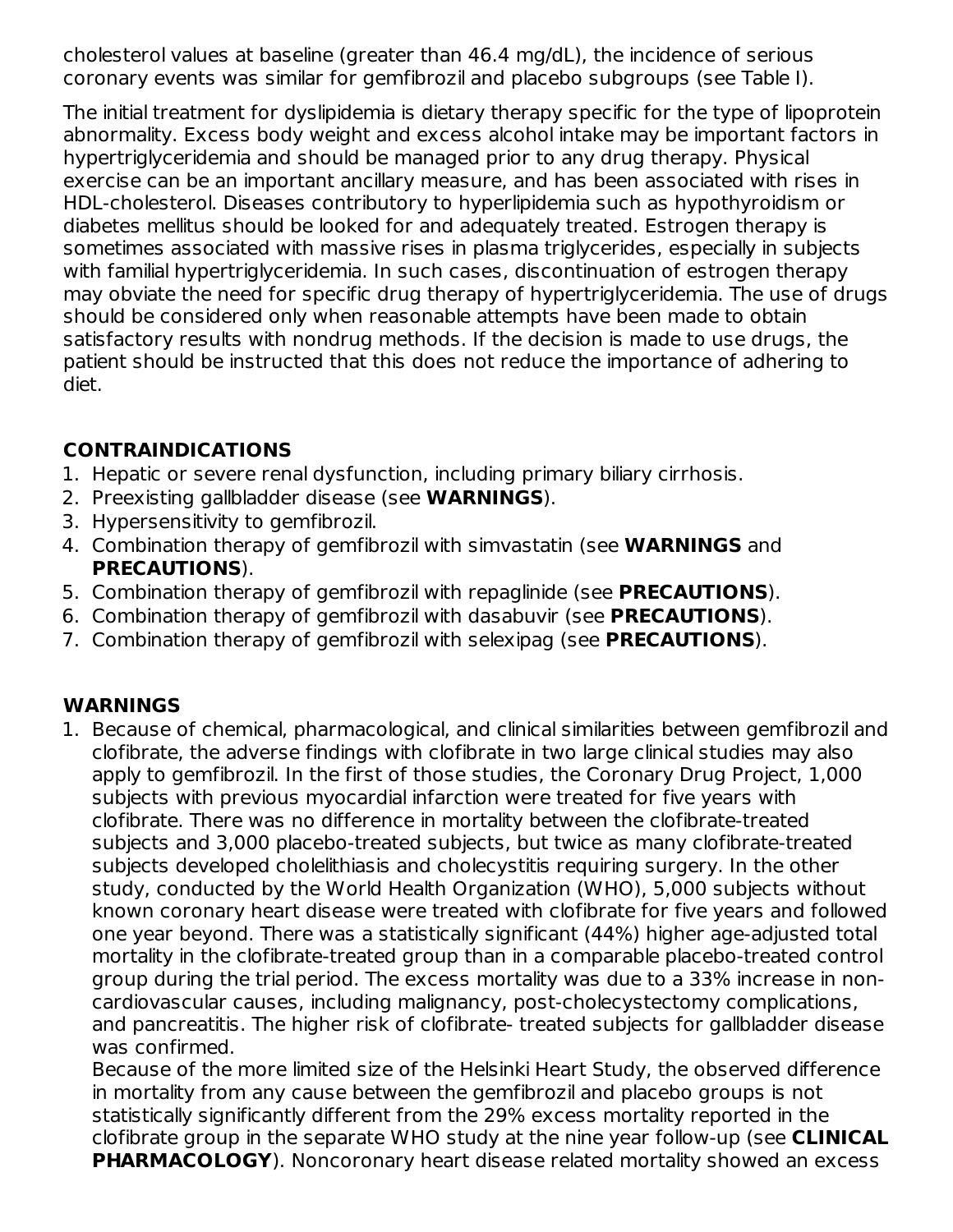cholesterol values at baseline (greater than 46.4 mg/dL), the incidence of serious coronary events was similar for gemfibrozil and placebo subgroups (see Table I).

The initial treatment for dyslipidemia is dietary therapy specific for the type of lipoprotein abnormality. Excess body weight and excess alcohol intake may be important factors in hypertriglyceridemia and should be managed prior to any drug therapy. Physical exercise can be an important ancillary measure, and has been associated with rises in HDL-cholesterol. Diseases contributory to hyperlipidemia such as hypothyroidism or diabetes mellitus should be looked for and adequately treated. Estrogen therapy is sometimes associated with massive rises in plasma triglycerides, especially in subjects with familial hypertriglyceridemia. In such cases, discontinuation of estrogen therapy may obviate the need for specific drug therapy of hypertriglyceridemia. The use of drugs should be considered only when reasonable attempts have been made to obtain satisfactory results with nondrug methods. If the decision is made to use drugs, the patient should be instructed that this does not reduce the importance of adhering to diet.

## CONTRAINDICATIONS

1. Hepatic or severe renal dysfunction, including primary biliary cirrhosis.
2. Preexisting gallbladder disease (see **WARNINGS**).
3. Hypersensitivity to gemfibrozil.
4. Combination therapy of gemfibrozil with simvastatin (see **WARNINGS** and **PRECAUTIONS**).
5. Combination therapy of gemfibrozil with repaglinide (see **PRECAUTIONS**).
6. Combination therapy of gemfibrozil with dasabuvir (see **PRECAUTIONS**).
7. Combination therapy of gemfibrozil with selexipag (see **PRECAUTIONS**).

## WARNINGS

1. Because of chemical, pharmacological, and clinical similarities between gemfibrozil and clofibrate, the adverse findings with clofibrate in two large clinical studies may also apply to gemfibrozil. In the first of those studies, the Coronary Drug Project, 1,000 subjects with previous myocardial infarction were treated for five years with clofibrate. There was no difference in mortality between the clofibrate-treated subjects and 3,000 placebo-treated subjects, but twice as many clofibrate-treated subjects developed cholelithiasis and cholecystitis requiring surgery. In the other study, conducted by the World Health Organization (WHO), 5,000 subjects without known coronary heart disease were treated with clofibrate for five years and followed one year beyond. There was a statistically significant (44%) higher age-adjusted total mortality in the clofibrate-treated group than in a comparable placebo-treated control group during the trial period. The excess mortality was due to a 33% increase in non-cardiovascular causes, including malignancy, post-cholecystectomy complications, and pancreatitis. The higher risk of clofibrate- treated subjects for gallbladder disease was confirmed.
   Because of the more limited size of the Helsinki Heart Study, the observed difference in mortality from any cause between the gemfibrozil and placebo groups is not statistically significantly different from the 29% excess mortality reported in the clofibrate group in the separate WHO study at the nine year follow-up (see **CLINICAL PHARMACOLOGY**). Noncoronary heart disease related mortality showed an excess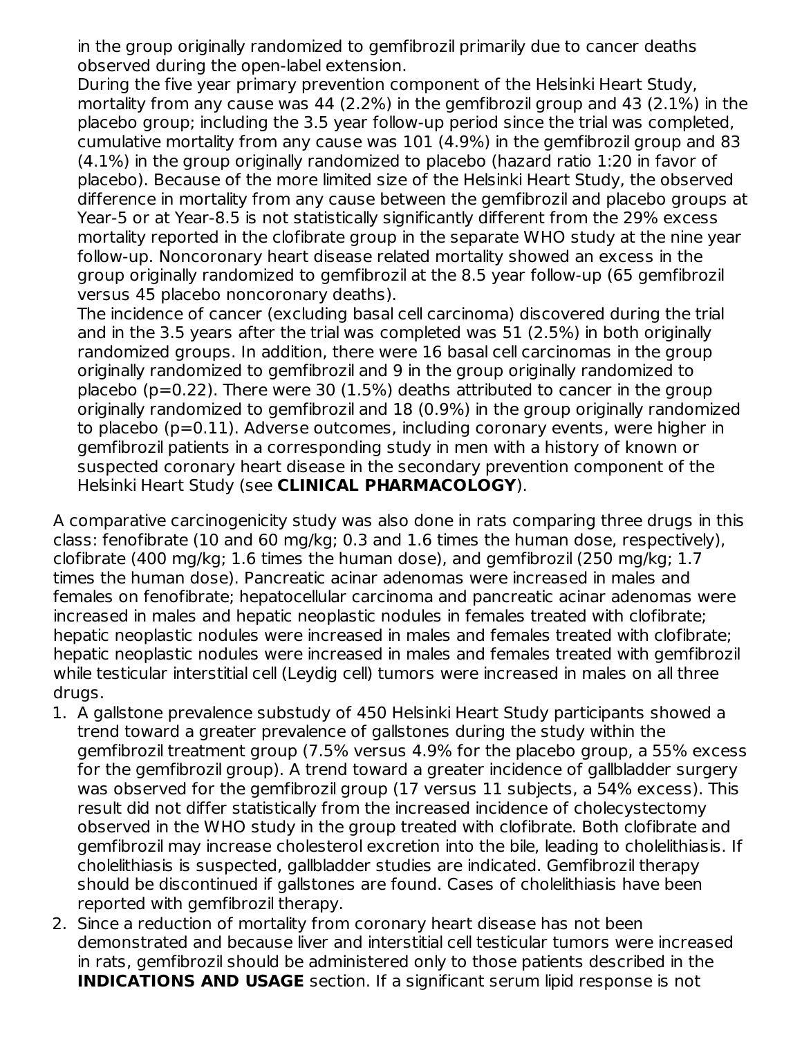in the group originally randomized to gemfibrozil primarily due to cancer deaths observed during the open-label extension.

During the five year primary prevention component of the Helsinki Heart Study, mortality from any cause was 44 (2.2%) in the gemfibrozil group and 43 (2.1%) in the placebo group; including the 3.5 year follow-up period since the trial was completed, cumulative mortality from any cause was 101 (4.9%) in the gemfibrozil group and 83 (4.1%) in the group originally randomized to placebo (hazard ratio 1:20 in favor of placebo). Because of the more limited size of the Helsinki Heart Study, the observed difference in mortality from any cause between the gemfibrozil and placebo groups at Year-5 or at Year-8.5 is not statistically significantly different from the 29% excess mortality reported in the clofibrate group in the separate WHO study at the nine year follow-up. Noncoronary heart disease related mortality showed an excess in the group originally randomized to gemfibrozil at the 8.5 year follow-up (65 gemfibrozil versus 45 placebo noncoronary deaths).

The incidence of cancer (excluding basal cell carcinoma) discovered during the trial and in the 3.5 years after the trial was completed was 51 (2.5%) in both originally randomized groups. In addition, there were 16 basal cell carcinomas in the group originally randomized to gemfibrozil and 9 in the group originally randomized to placebo (p=0.22). There were 30 (1.5%) deaths attributed to cancer in the group originally randomized to gemfibrozil and 18 (0.9%) in the group originally randomized to placebo (p=0.11). Adverse outcomes, including coronary events, were higher in gemfibrozil patients in a corresponding study in men with a history of known or suspected coronary heart disease in the secondary prevention component of the Helsinki Heart Study (see **CLINICAL PHARMACOLOGY**).

A comparative carcinogenicity study was also done in rats comparing three drugs in this class: fenofibrate (10 and 60 mg/kg; 0.3 and 1.6 times the human dose, respectively), clofibrate (400 mg/kg; 1.6 times the human dose), and gemfibrozil (250 mg/kg; 1.7 times the human dose). Pancreatic acinar adenomas were increased in males and females on fenofibrate; hepatocellular carcinoma and pancreatic acinar adenomas were increased in males and hepatic neoplastic nodules in females treated with clofibrate; hepatic neoplastic nodules were increased in males and females treated with clofibrate; hepatic neoplastic nodules were increased in males and females treated with gemfibrozil while testicular interstitial cell (Leydig cell) tumors were increased in males on all three drugs.

1. A gallstone prevalence substudy of 450 Helsinki Heart Study participants showed a trend toward a greater prevalence of gallstones during the study within the gemfibrozil treatment group (7.5% versus 4.9% for the placebo group, a 55% excess for the gemfibrozil group). A trend toward a greater incidence of gallbladder surgery was observed for the gemfibrozil group (17 versus 11 subjects, a 54% excess). This result did not differ statistically from the increased incidence of cholecystectomy observed in the WHO study in the group treated with clofibrate. Both clofibrate and gemfibrozil may increase cholesterol excretion into the bile, leading to cholelithiasis. If cholelithiasis is suspected, gallbladder studies are indicated. Gemfibrozil therapy should be discontinued if gallstones are found. Cases of cholelithiasis have been reported with gemfibrozil therapy.
2. Since a reduction of mortality from coronary heart disease has not been demonstrated and because liver and interstitial cell testicular tumors were increased in rats, gemfibrozil should be administered only to those patients described in the **INDICATIONS AND USAGE** section. If a significant serum lipid response is not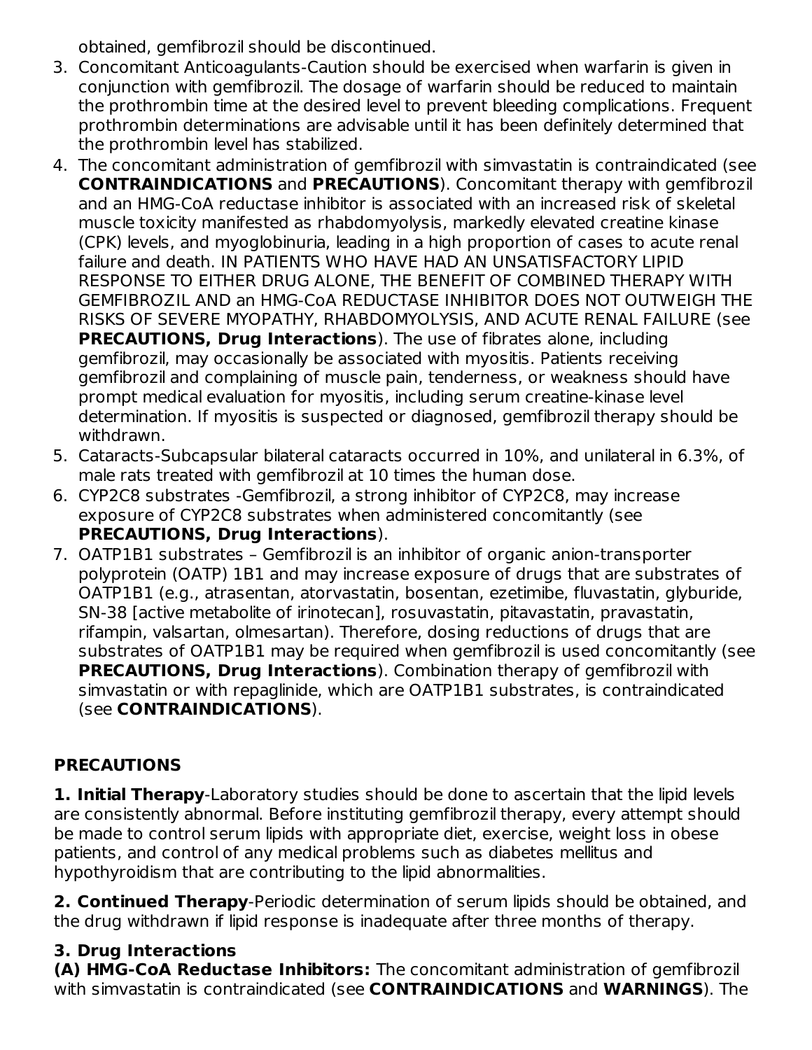obtained, gemfibrozil should be discontinued.

3. Concomitant Anticoagulants-Caution should be exercised when warfarin is given in conjunction with gemfibrozil. The dosage of warfarin should be reduced to maintain the prothrombin time at the desired level to prevent bleeding complications. Frequent prothrombin determinations are advisable until it has been definitely determined that the prothrombin level has stabilized.
4. The concomitant administration of gemfibrozil with simvastatin is contraindicated (see **CONTRAINDICATIONS** and **PRECAUTIONS**). Concomitant therapy with gemfibrozil and an HMG-CoA reductase inhibitor is associated with an increased risk of skeletal muscle toxicity manifested as rhabdomyolysis, markedly elevated creatine kinase (CPK) levels, and myoglobinuria, leading in a high proportion of cases to acute renal failure and death. IN PATIENTS WHO HAVE HAD AN UNSATISFACTORY LIPID RESPONSE TO EITHER DRUG ALONE, THE BENEFIT OF COMBINED THERAPY WITH GEMFIBROZIL AND an HMG-CoA REDUCTASE INHIBITOR DOES NOT OUTWEIGH THE RISKS OF SEVERE MYOPATHY, RHABDOMYOLYSIS, AND ACUTE RENAL FAILURE (see **PRECAUTIONS, Drug Interactions**). The use of fibrates alone, including gemfibrozil, may occasionally be associated with myositis. Patients receiving gemfibrozil and complaining of muscle pain, tenderness, or weakness should have prompt medical evaluation for myositis, including serum creatine-kinase level determination. If myositis is suspected or diagnosed, gemfibrozil therapy should be withdrawn.
5. Cataracts-Subcapsular bilateral cataracts occurred in 10%, and unilateral in 6.3%, of male rats treated with gemfibrozil at 10 times the human dose.
6. CYP2C8 substrates -Gemfibrozil, a strong inhibitor of CYP2C8, may increase exposure of CYP2C8 substrates when administered concomitantly (see **PRECAUTIONS, Drug Interactions**).
7. OATP1B1 substrates – Gemfibrozil is an inhibitor of organic anion-transporter polyprotein (OATP) 1B1 and may increase exposure of drugs that are substrates of OATP1B1 (e.g., atrasentan, atorvastatin, bosentan, ezetimibe, fluvastatin, glyburide, SN-38 [active metabolite of irinotecan], rosuvastatin, pitavastatin, pravastatin, rifampin, valsartan, olmesartan). Therefore, dosing reductions of drugs that are substrates of OATP1B1 may be required when gemfibrozil is used concomitantly (see **PRECAUTIONS, Drug Interactions**). Combination therapy of gemfibrozil with simvastatin or with repaglinide, which are OATP1B1 substrates, is contraindicated (see **CONTRAINDICATIONS**).

## PRECAUTIONS

**1. Initial Therapy**-Laboratory studies should be done to ascertain that the lipid levels are consistently abnormal. Before instituting gemfibrozil therapy, every attempt should be made to control serum lipids with appropriate diet, exercise, weight loss in obese patients, and control of any medical problems such as diabetes mellitus and hypothyroidism that are contributing to the lipid abnormalities.

**2. Continued Therapy**-Periodic determination of serum lipids should be obtained, and the drug withdrawn if lipid response is inadequate after three months of therapy.

### 3. Drug Interactions

**(A) HMG-CoA Reductase Inhibitors:** The concomitant administration of gemfibrozil with simvastatin is contraindicated (see **CONTRAINDICATIONS** and **WARNINGS**). The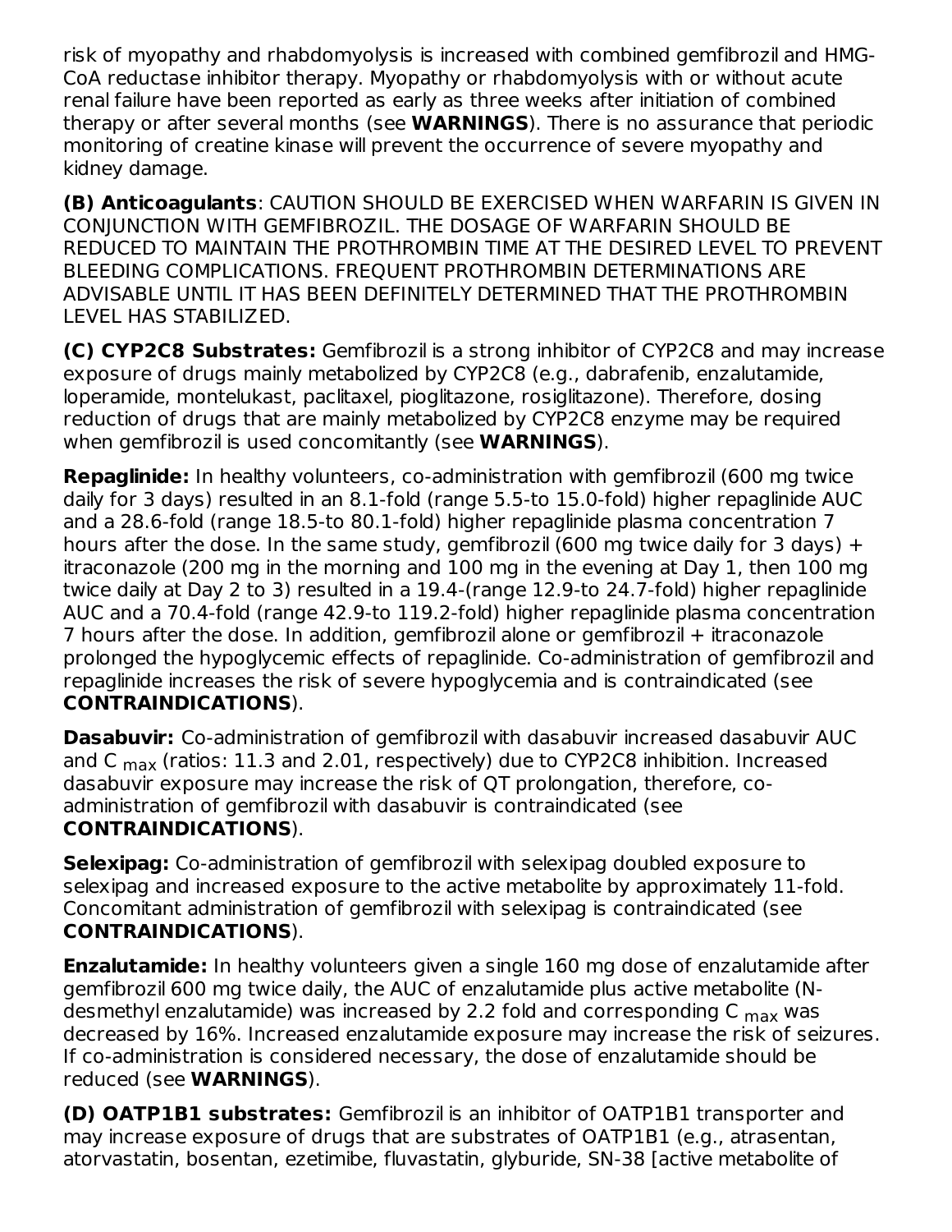risk of myopathy and rhabdomyolysis is increased with combined gemfibrozil and HMG-CoA reductase inhibitor therapy. Myopathy or rhabdomyolysis with or without acute renal failure have been reported as early as three weeks after initiation of combined therapy or after several months (see **WARNINGS**). There is no assurance that periodic monitoring of creatine kinase will prevent the occurrence of severe myopathy and kidney damage.

**(B) Anticoagulants**: CAUTION SHOULD BE EXERCISED WHEN WARFARIN IS GIVEN IN CONJUNCTION WITH GEMFIBROZIL. THE DOSAGE OF WARFARIN SHOULD BE REDUCED TO MAINTAIN THE PROTHROMBIN TIME AT THE DESIRED LEVEL TO PREVENT BLEEDING COMPLICATIONS. FREQUENT PROTHROMBIN DETERMINATIONS ARE ADVISABLE UNTIL IT HAS BEEN DEFINITELY DETERMINED THAT THE PROTHROMBIN LEVEL HAS STABILIZED.

**(C) CYP2C8 Substrates:** Gemfibrozil is a strong inhibitor of CYP2C8 and may increase exposure of drugs mainly metabolized by CYP2C8 (e.g., dabrafenib, enzalutamide, loperamide, montelukast, paclitaxel, pioglitazone, rosiglitazone). Therefore, dosing reduction of drugs that are mainly metabolized by CYP2C8 enzyme may be required when gemfibrozil is used concomitantly (see **WARNINGS**).

**Repaglinide:** In healthy volunteers, co-administration with gemfibrozil (600 mg twice daily for 3 days) resulted in an 8.1-fold (range 5.5-to 15.0-fold) higher repaglinide AUC and a 28.6-fold (range 18.5-to 80.1-fold) higher repaglinide plasma concentration 7 hours after the dose. In the same study, gemfibrozil (600 mg twice daily for 3 days) + itraconazole (200 mg in the morning and 100 mg in the evening at Day 1, then 100 mg twice daily at Day 2 to 3) resulted in a 19.4-(range 12.9-to 24.7-fold) higher repaglinide AUC and a 70.4-fold (range 42.9-to 119.2-fold) higher repaglinide plasma concentration 7 hours after the dose. In addition, gemfibrozil alone or gemfibrozil + itraconazole prolonged the hypoglycemic effects of repaglinide. Co-administration of gemfibrozil and repaglinide increases the risk of severe hypoglycemia and is contraindicated (see **CONTRAINDICATIONS**).

**Dasabuvir:** Co-administration of gemfibrozil with dasabuvir increased dasabuvir AUC and $C_{max}$ (ratios: 11.3 and 2.01, respectively) due to CYP2C8 inhibition. Increased dasabuvir exposure may increase the risk of QT prolongation, therefore, co-administration of gemfibrozil with dasabuvir is contraindicated (see **CONTRAINDICATIONS**).

**Selexipag:** Co-administration of gemfibrozil with selexipag doubled exposure to selexipag and increased exposure to the active metabolite by approximately 11-fold. Concomitant administration of gemfibrozil with selexipag is contraindicated (see **CONTRAINDICATIONS**).

**Enzalutamide:** In healthy volunteers given a single 160 mg dose of enzalutamide after gemfibrozil 600 mg twice daily, the AUC of enzalutamide plus active metabolite (N-desmethyl enzalutamide) was increased by 2.2 fold and corresponding $C_{max}$ was decreased by 16%. Increased enzalutamide exposure may increase the risk of seizures. If co-administration is considered necessary, the dose of enzalutamide should be reduced (see **WARNINGS**).

**(D) OATP1B1 substrates:** Gemfibrozil is an inhibitor of OATP1B1 transporter and may increase exposure of drugs that are substrates of OATP1B1 (e.g., atrasentan, atorvastatin, bosentan, ezetimibe, fluvastatin, glyburide, SN-38 [active metabolite of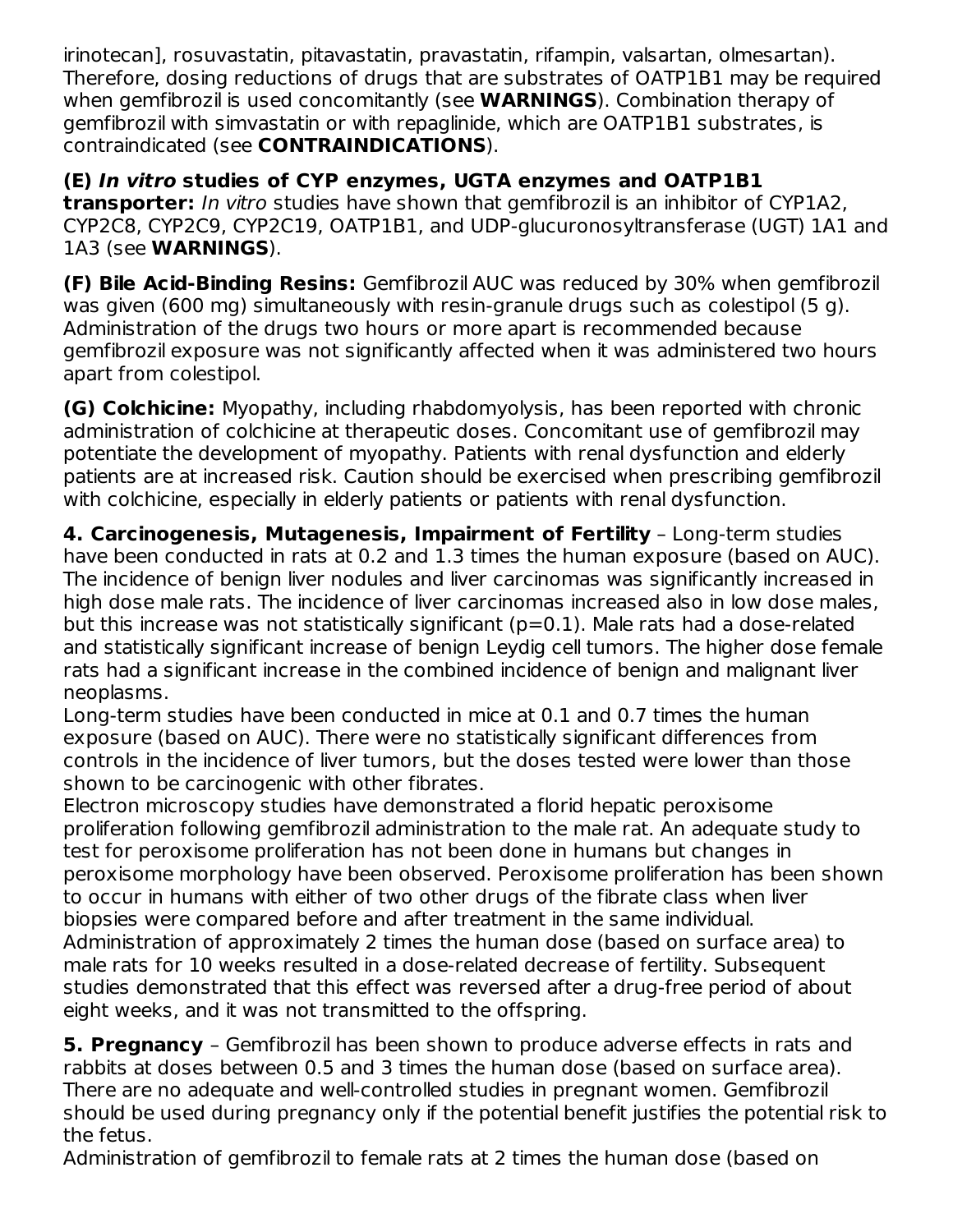irinotecan], rosuvastatin, pitavastatin, pravastatin, rifampin, valsartan, olmesartan). Therefore, dosing reductions of drugs that are substrates of OATP1B1 may be required when gemfibrozil is used concomitantly (see **WARNINGS**). Combination therapy of gemfibrozil with simvastatin or with repaglinide, which are OATP1B1 substrates, is contraindicated (see **CONTRAINDICATIONS**).

**(E)** ***In vitro*** **studies of CYP enzymes, UGTA enzymes and OATP1B1 transporter:** *In vitro* studies have shown that gemfibrozil is an inhibitor of CYP1A2, CYP2C8, CYP2C9, CYP2C19, OATP1B1, and UDP-glucuronosyltransferase (UGT) 1A1 and 1A3 (see **WARNINGS**).

**(F) Bile Acid-Binding Resins:** Gemfibrozil AUC was reduced by 30% when gemfibrozil was given (600 mg) simultaneously with resin-granule drugs such as colestipol (5 g). Administration of the drugs two hours or more apart is recommended because gemfibrozil exposure was not significantly affected when it was administered two hours apart from colestipol.

**(G) Colchicine:** Myopathy, including rhabdomyolysis, has been reported with chronic administration of colchicine at therapeutic doses. Concomitant use of gemfibrozil may potentiate the development of myopathy. Patients with renal dysfunction and elderly patients are at increased risk. Caution should be exercised when prescribing gemfibrozil with colchicine, especially in elderly patients or patients with renal dysfunction.

**4. Carcinogenesis, Mutagenesis, Impairment of Fertility** – Long-term studies have been conducted in rats at 0.2 and 1.3 times the human exposure (based on AUC). The incidence of benign liver nodules and liver carcinomas was significantly increased in high dose male rats. The incidence of liver carcinomas increased also in low dose males, but this increase was not statistically significant ($p=0.1$). Male rats had a dose-related and statistically significant increase of benign Leydig cell tumors. The higher dose female rats had a significant increase in the combined incidence of benign and malignant liver neoplasms.

Long-term studies have been conducted in mice at 0.1 and 0.7 times the human exposure (based on AUC). There were no statistically significant differences from controls in the incidence of liver tumors, but the doses tested were lower than those shown to be carcinogenic with other fibrates.

Electron microscopy studies have demonstrated a florid hepatic peroxisome proliferation following gemfibrozil administration to the male rat. An adequate study to test for peroxisome proliferation has not been done in humans but changes in peroxisome morphology have been observed. Peroxisome proliferation has been shown to occur in humans with either of two other drugs of the fibrate class when liver biopsies were compared before and after treatment in the same individual.

Administration of approximately 2 times the human dose (based on surface area) to male rats for 10 weeks resulted in a dose-related decrease of fertility. Subsequent studies demonstrated that this effect was reversed after a drug-free period of about eight weeks, and it was not transmitted to the offspring.

**5. Pregnancy** – Gemfibrozil has been shown to produce adverse effects in rats and rabbits at doses between 0.5 and 3 times the human dose (based on surface area). There are no adequate and well-controlled studies in pregnant women. Gemfibrozil should be used during pregnancy only if the potential benefit justifies the potential risk to the fetus.

Administration of gemfibrozil to female rats at 2 times the human dose (based on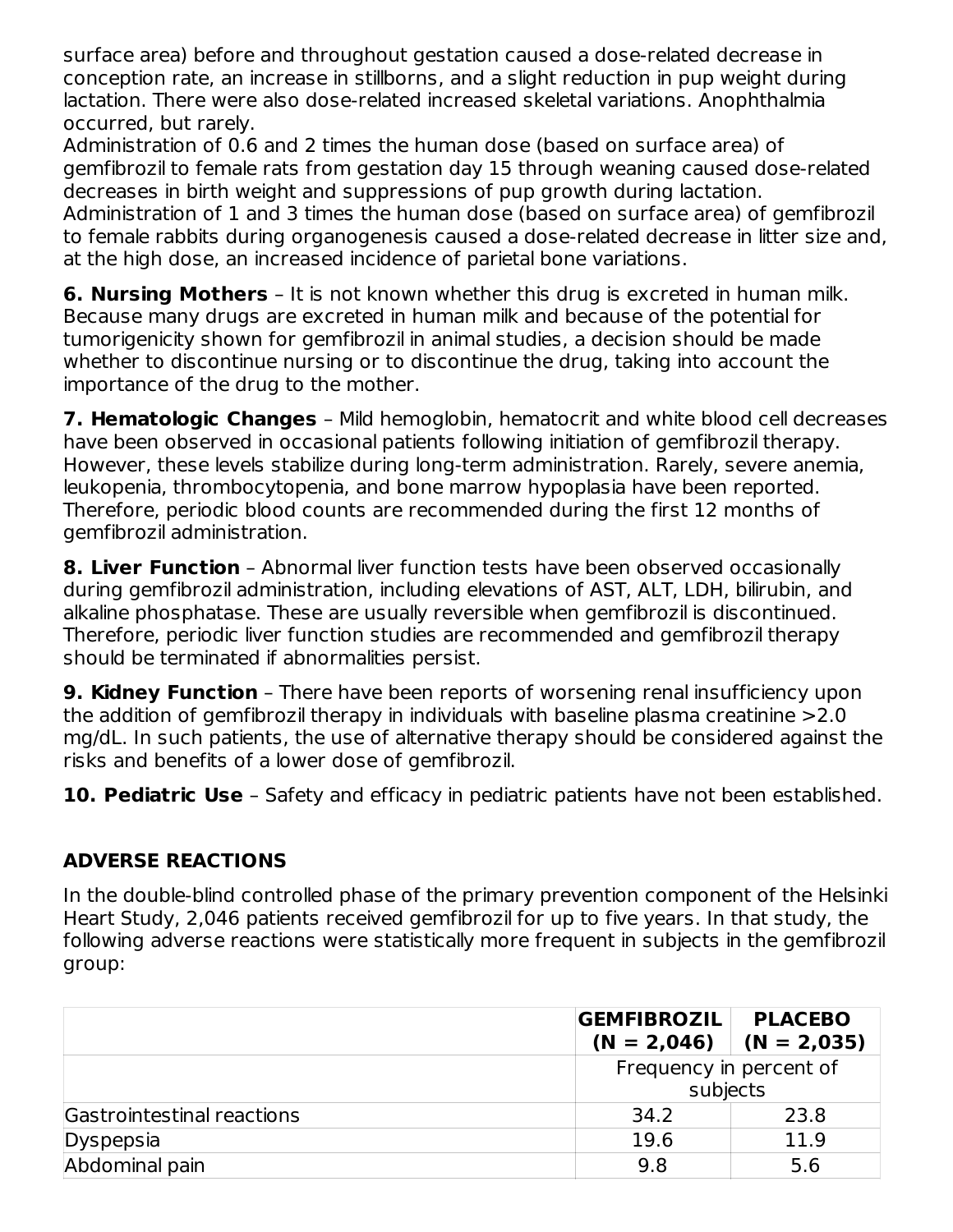surface area) before and throughout gestation caused a dose-related decrease in conception rate, an increase in stillborns, and a slight reduction in pup weight during lactation. There were also dose-related increased skeletal variations. Anophthalmia occurred, but rarely.
Administration of 0.6 and 2 times the human dose (based on surface area) of gemfibrozil to female rats from gestation day 15 through weaning caused dose-related decreases in birth weight and suppressions of pup growth during lactation.
Administration of 1 and 3 times the human dose (based on surface area) of gemfibrozil to female rabbits during organogenesis caused a dose-related decrease in litter size and, at the high dose, an increased incidence of parietal bone variations.

**6. Nursing Mothers** – It is not known whether this drug is excreted in human milk. Because many drugs are excreted in human milk and because of the potential for tumorigenicity shown for gemfibrozil in animal studies, a decision should be made whether to discontinue nursing or to discontinue the drug, taking into account the importance of the drug to the mother.

**7. Hematologic Changes** – Mild hemoglobin, hematocrit and white blood cell decreases have been observed in occasional patients following initiation of gemfibrozil therapy. However, these levels stabilize during long-term administration. Rarely, severe anemia, leukopenia, thrombocytopenia, and bone marrow hypoplasia have been reported. Therefore, periodic blood counts are recommended during the first 12 months of gemfibrozil administration.

**8. Liver Function** – Abnormal liver function tests have been observed occasionally during gemfibrozil administration, including elevations of AST, ALT, LDH, bilirubin, and alkaline phosphatase. These are usually reversible when gemfibrozil is discontinued. Therefore, periodic liver function studies are recommended and gemfibrozil therapy should be terminated if abnormalities persist.

**9. Kidney Function** – There have been reports of worsening renal insufficiency upon the addition of gemfibrozil therapy in individuals with baseline plasma creatinine >2.0 mg/dL. In such patients, the use of alternative therapy should be considered against the risks and benefits of a lower dose of gemfibrozil.

**10. Pediatric Use** – Safety and efficacy in pediatric patients have not been established.

## ADVERSE REACTIONS

In the double-blind controlled phase of the primary prevention component of the Helsinki Heart Study, 2,046 patients received gemfibrozil for up to five years. In that study, the following adverse reactions were statistically more frequent in subjects in the gemfibrozil group:

| | **GEMFIBROZIL (N = 2,046)** | **PLACEBO (N = 2,035)** |
|---|---|---|
| | Frequency in percent of subjects | |
| Gastrointestinal reactions | 34.2 | 23.8 |
| Dyspepsia | 19.6 | 11.9 |
| Abdominal pain | 9.8 | 5.6 |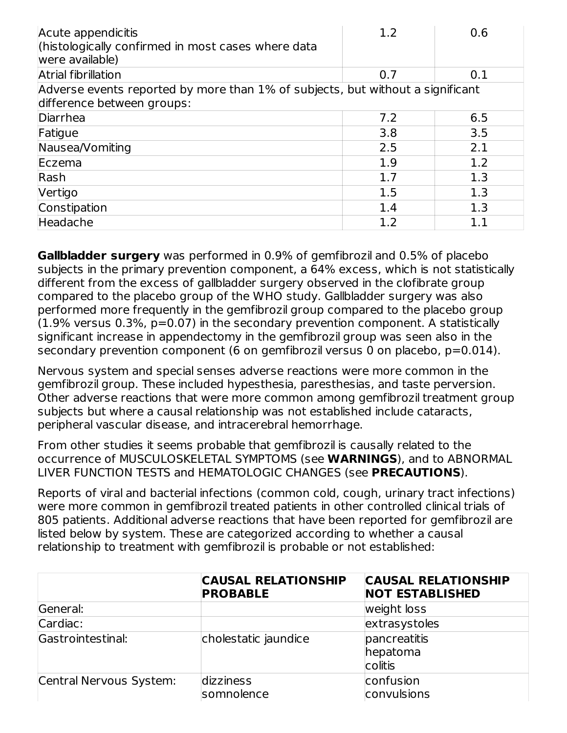| | | |
|---|---|---|
| Acute appendicitis<br>(histologically confirmed in most cases where data were available) | 1.2 | 0.6 |
| Atrial fibrillation | 0.7 | 0.1 |
| Adverse events reported by more than 1% of subjects, but without a significant difference between groups: | | |
| Diarrhea | 7.2 | 6.5 |
| Fatigue | 3.8 | 3.5 |
| Nausea/Vomiting | 2.5 | 2.1 |
| Eczema | 1.9 | 1.2 |
| Rash | 1.7 | 1.3 |
| Vertigo | 1.5 | 1.3 |
| Constipation | 1.4 | 1.3 |
| Headache | 1.2 | 1.1 |

**Gallbladder surgery** was performed in 0.9% of gemfibrozil and 0.5% of placebo subjects in the primary prevention component, a 64% excess, which is not statistically different from the excess of gallbladder surgery observed in the clofibrate group compared to the placebo group of the WHO study. Gallbladder surgery was also performed more frequently in the gemfibrozil group compared to the placebo group (1.9% versus 0.3%, p=0.07) in the secondary prevention component. A statistically significant increase in appendectomy in the gemfibrozil group was seen also in the secondary prevention component (6 on gemfibrozil versus 0 on placebo, p=0.014).

Nervous system and special senses adverse reactions were more common in the gemfibrozil group. These included hypesthesia, paresthesias, and taste perversion. Other adverse reactions that were more common among gemfibrozil treatment group subjects but where a causal relationship was not established include cataracts, peripheral vascular disease, and intracerebral hemorrhage.

From other studies it seems probable that gemfibrozil is causally related to the occurrence of MUSCULOSKELETAL SYMPTOMS (see **WARNINGS**), and to ABNORMAL LIVER FUNCTION TESTS and HEMATOLOGIC CHANGES (see **PRECAUTIONS**).

Reports of viral and bacterial infections (common cold, cough, urinary tract infections) were more common in gemfibrozil treated patients in other controlled clinical trials of 805 patients. Additional adverse reactions that have been reported for gemfibrozil are listed below by system. These are categorized according to whether a causal relationship to treatment with gemfibrozil is probable or not established:

| | **CAUSAL RELATIONSHIP PROBABLE** | **CAUSAL RELATIONSHIP NOT ESTABLISHED** |
|---|---|---|
| General: | | weight loss |
| Cardiac: | | extrasystoles |
| Gastrointestinal: | cholestatic jaundice | pancreatitis<br>hepatoma<br>colitis |
| Central Nervous System: | dizziness<br>somnolence | confusion<br>convulsions |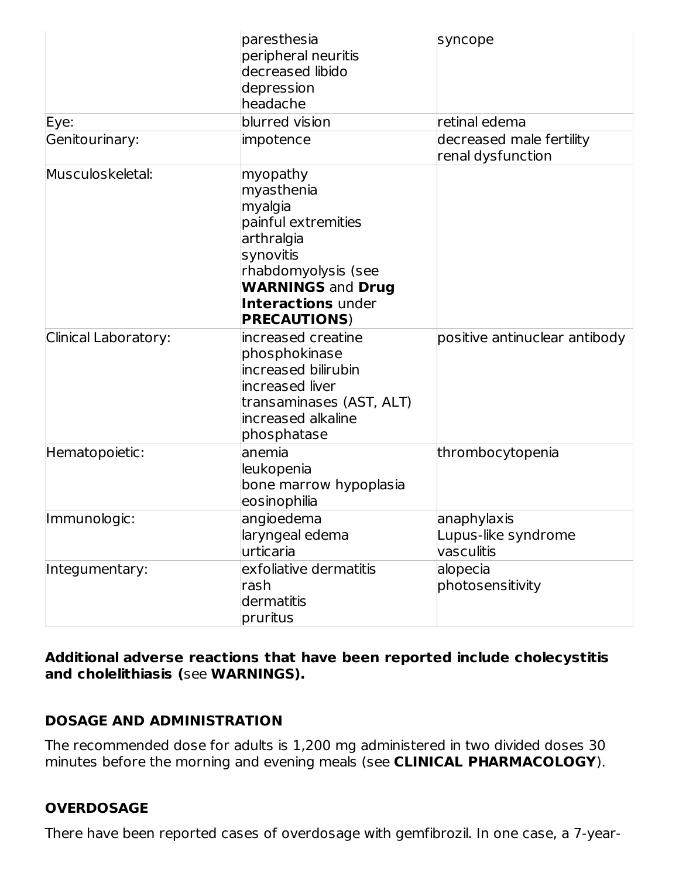| | | |
|---|---|---|
| | paresthesia<br>peripheral neuritis<br>decreased libido<br>depression<br>headache | syncope |
| Eye: | blurred vision | retinal edema |
| Genitourinary: | impotence | decreased male fertility<br>renal dysfunction |
| Musculoskeletal: | myopathy<br>myasthenia<br>myalgia<br>painful extremities<br>arthralgia<br>synovitis<br>rhabdomyolysis (see **WARNINGS** and **Drug Interactions** under **PRECAUTIONS**) | |
| Clinical Laboratory: | increased creatine phosphokinase<br>increased bilirubin<br>increased liver transaminases (AST, ALT)<br>increased alkaline phosphatase | positive antinuclear antibody |
| Hematopoietic: | anemia<br>leukopenia<br>bone marrow hypoplasia<br>eosinophilia | thrombocytopenia |
| Immunologic: | angioedema<br>laryngeal edema<br>urticaria | anaphylaxis<br>Lupus-like syndrome<br>vasculitis |
| Integumentary: | exfoliative dermatitis<br>rash<br>dermatitis<br>pruritus | alopecia<br>photosensitivity |

**Additional adverse reactions that have been reported include cholecystitis and cholelithiasis (**see **WARNINGS).**

## DOSAGE AND ADMINISTRATION

The recommended dose for adults is 1,200 mg administered in two divided doses 30 minutes before the morning and evening meals (see **CLINICAL PHARMACOLOGY**).

## OVERDOSAGE

There have been reported cases of overdosage with gemfibrozil. In one case, a 7-year-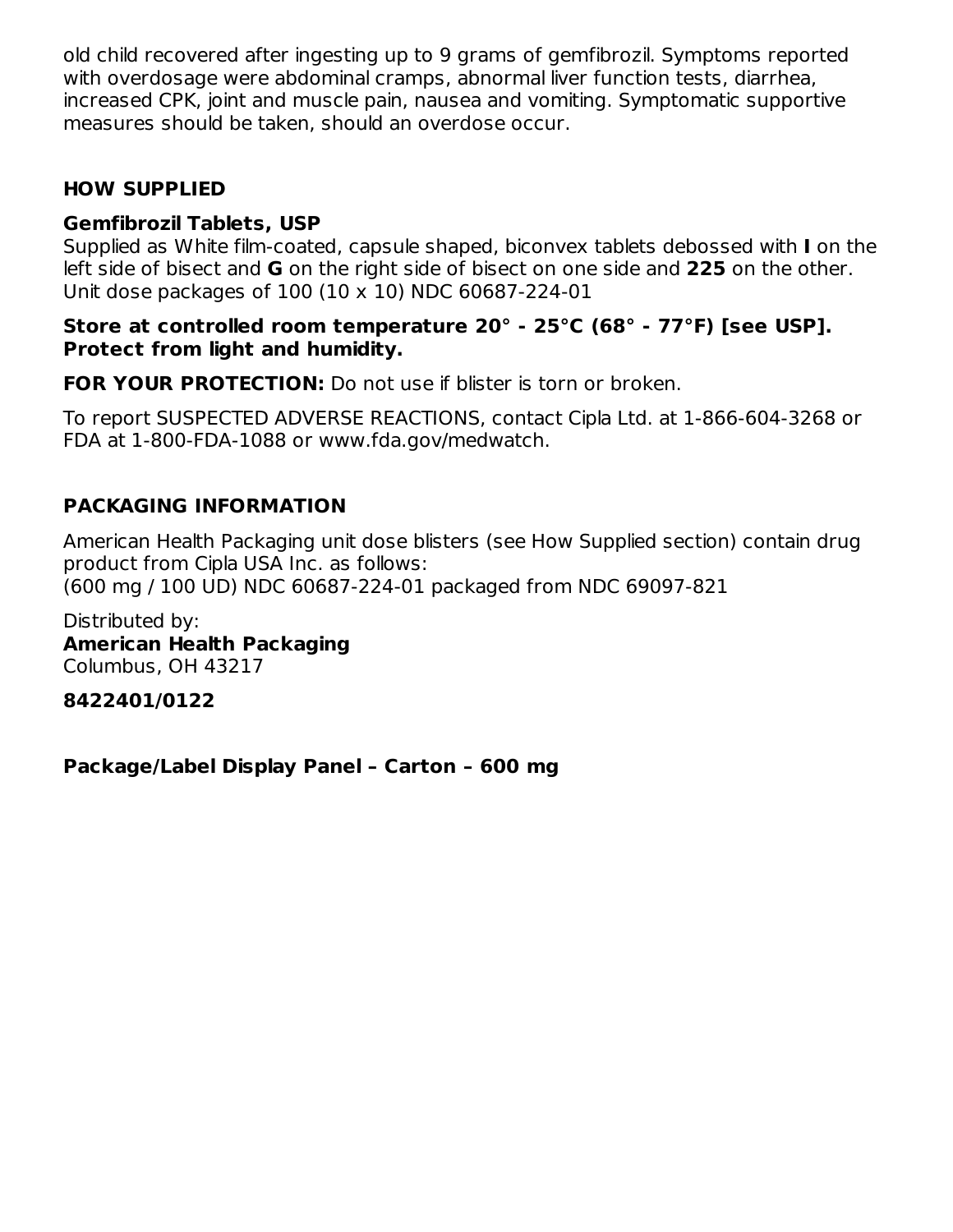old child recovered after ingesting up to 9 grams of gemfibrozil. Symptoms reported with overdosage were abdominal cramps, abnormal liver function tests, diarrhea, increased CPK, joint and muscle pain, nausea and vomiting. Symptomatic supportive measures should be taken, should an overdose occur.

## HOW SUPPLIED

**Gemfibrozil Tablets, USP**

Supplied as White film-coated, capsule shaped, biconvex tablets debossed with **I** on the left side of bisect and **G** on the right side of bisect on one side and **225** on the other. Unit dose packages of 100 (10 x 10) NDC 60687-224-01

**Store at controlled room temperature 20° - 25°C (68° - 77°F) [see USP]. Protect from light and humidity.**

**FOR YOUR PROTECTION:** Do not use if blister is torn or broken.

To report SUSPECTED ADVERSE REACTIONS, contact Cipla Ltd. at 1-866-604-3268 or FDA at 1-800-FDA-1088 or www.fda.gov/medwatch.

## PACKAGING INFORMATION

American Health Packaging unit dose blisters (see How Supplied section) contain drug product from Cipla USA Inc. as follows:
(600 mg / 100 UD) NDC 60687-224-01 packaged from NDC 69097-821

Distributed by:
**American Health Packaging**
Columbus, OH 43217

**8422401/0122**

## Package/Label Display Panel – Carton – 600 mg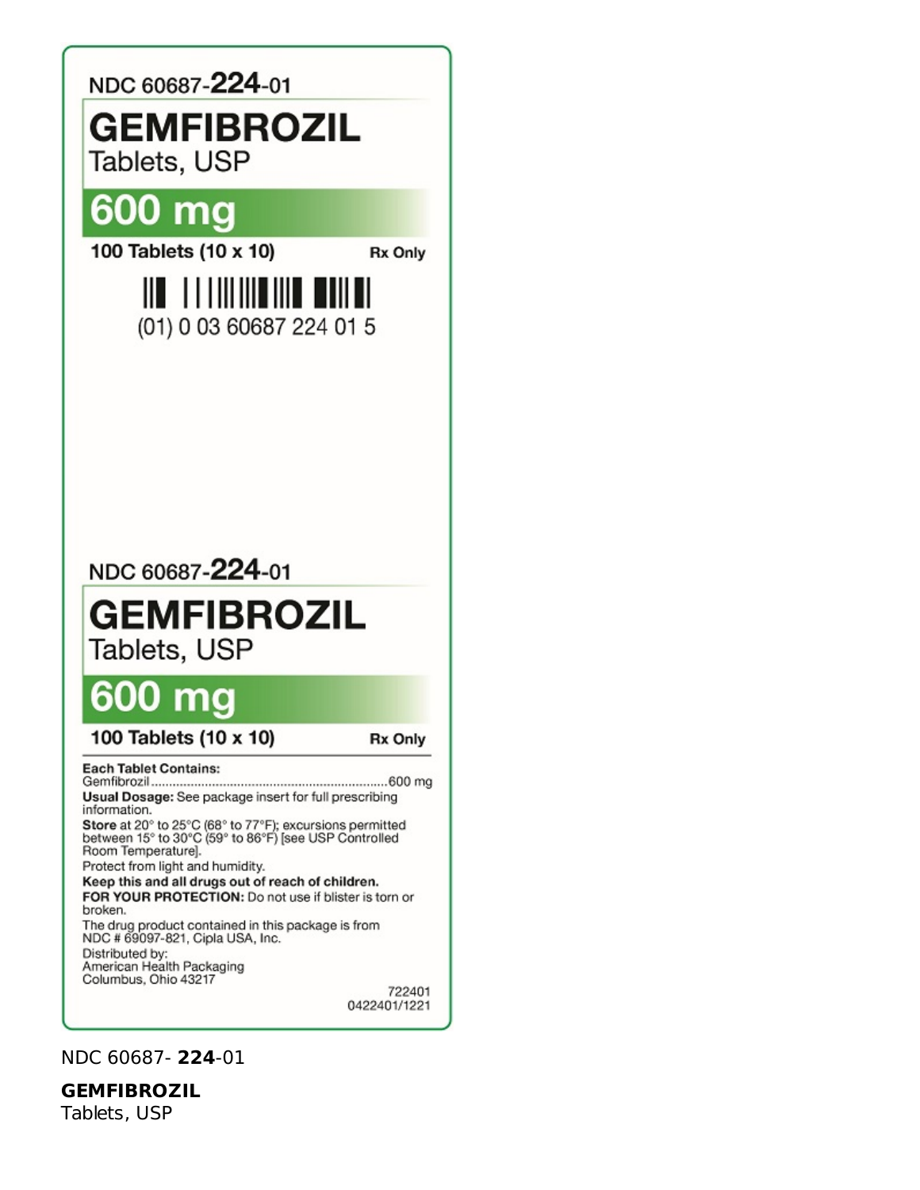NDC 60687-**224**-01

# GEMFIBROZIL

Tablets, USP

## 600 mg

**100 Tablets (10 x 10)** **Rx Only**

(01) 0 03 60687 224 01 5

NDC 60687-**224**-01

# GEMFIBROZIL

Tablets, USP

## 600 mg

**100 Tablets (10 x 10)** **Rx Only**

**Each Tablet Contains:**
Gemfibrozil....................................................................600 mg

**Usual Dosage:** See package insert for full prescribing information.

**Store** at 20° to 25°C (68° to 77°F); excursions permitted between 15° to 30°C (59° to 86°F) [see USP Controlled Room Temperature].

Protect from light and humidity.

**Keep this and all drugs out of reach of children.**

**FOR YOUR PROTECTION:** Do not use if blister is torn or broken.

The drug product contained in this package is from NDC # 69097-821, Cipla USA, Inc.

Distributed by:
American Health Packaging
Columbus, Ohio 43217

722401
0422401/1221

NDC 60687- **224**-01

**GEMFIBROZIL**
Tablets, USP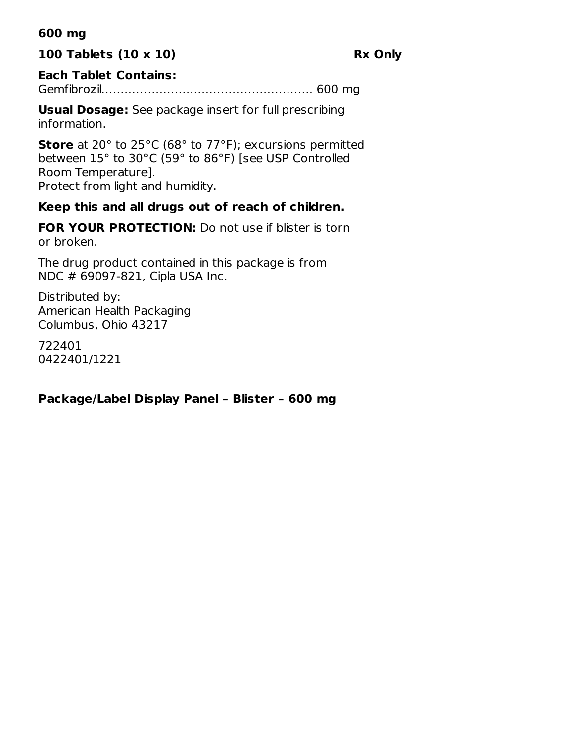**600 mg**

**100 Tablets (10 x 10)** **Rx Only**

**Each Tablet Contains:**
Gemfibrozil....................................................... 600 mg

**Usual Dosage:** See package insert for full prescribing information.

**Store** at 20° to 25°C (68° to 77°F); excursions permitted between 15° to 30°C (59° to 86°F) [see USP Controlled Room Temperature].
Protect from light and humidity.

**Keep this and all drugs out of reach of children.**

**FOR YOUR PROTECTION:** Do not use if blister is torn or broken.

The drug product contained in this package is from NDC # 69097-821, Cipla USA Inc.

Distributed by:
American Health Packaging
Columbus, Ohio 43217

722401
0422401/1221

**Package/Label Display Panel – Blister – 600 mg**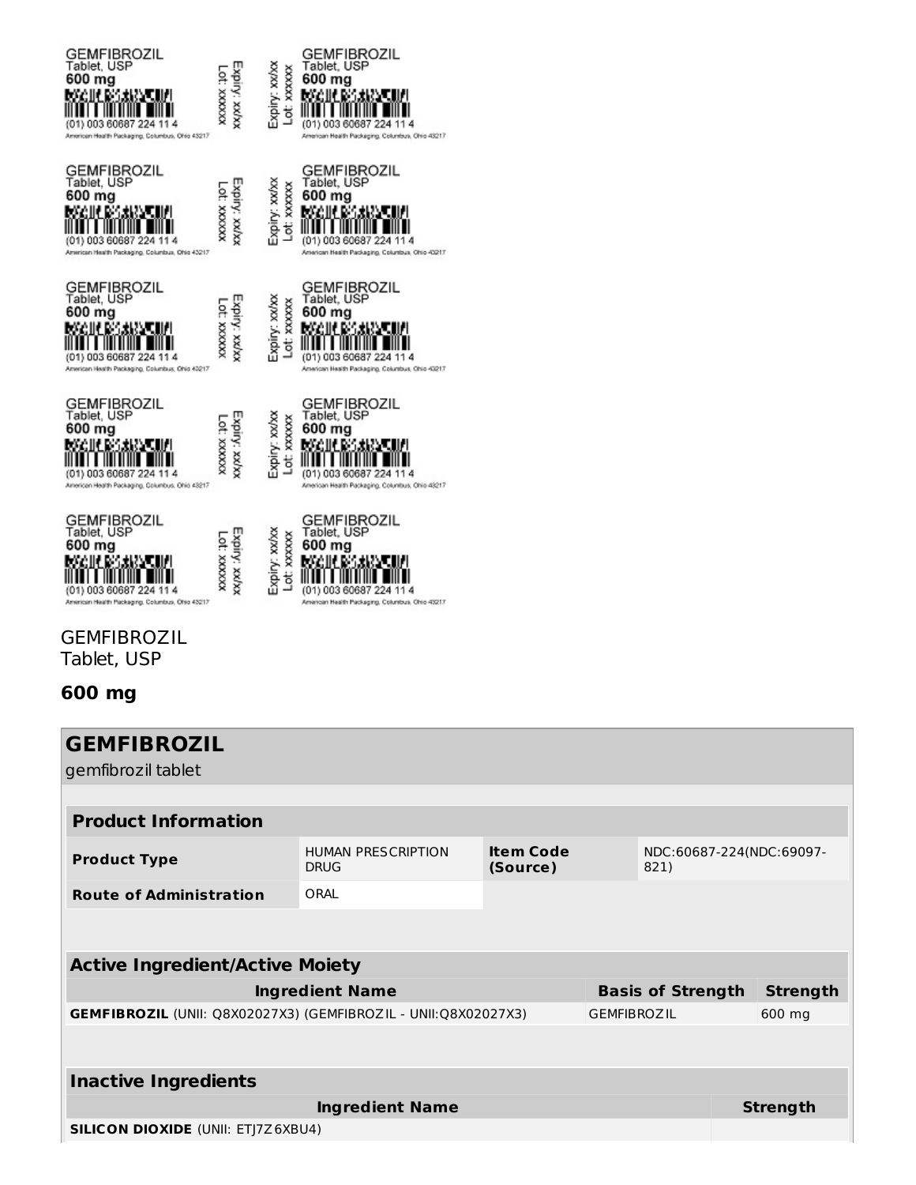GEMFIBROZIL
Tablet, USP
600 mg
(01) 003 60687 224 11 4
American Health Packaging, Columbus, Ohio 43217

Expiry: xx/xx
Lot: xxxxxx

GEMFIBROZIL
Tablet, USP

**600 mg**

## GEMFIBROZIL

gemfibrozil tablet

| **Product Information** | | | |
|---|---|---|---|
| **Product Type** | HUMAN PRESCRIPTION DRUG | **Item Code (Source)** | NDC:60687-224(NDC:69097-821) |
| **Route of Administration** | ORAL | | |

| **Active Ingredient/Active Moiety** | | |
|---|---|---|
| **Ingredient Name** | **Basis of Strength** | **Strength** |
| **GEMFIBROZIL** (UNII: Q8X02027X3) (GEMFIBROZIL - UNII:Q8X02027X3) | GEMFIBROZIL | 600 mg |

| **Inactive Ingredients** | |
|---|---|
| **Ingredient Name** | **Strength** |
| **SILICON DIOXIDE** (UNII: ETJ7Z6XBU4) | |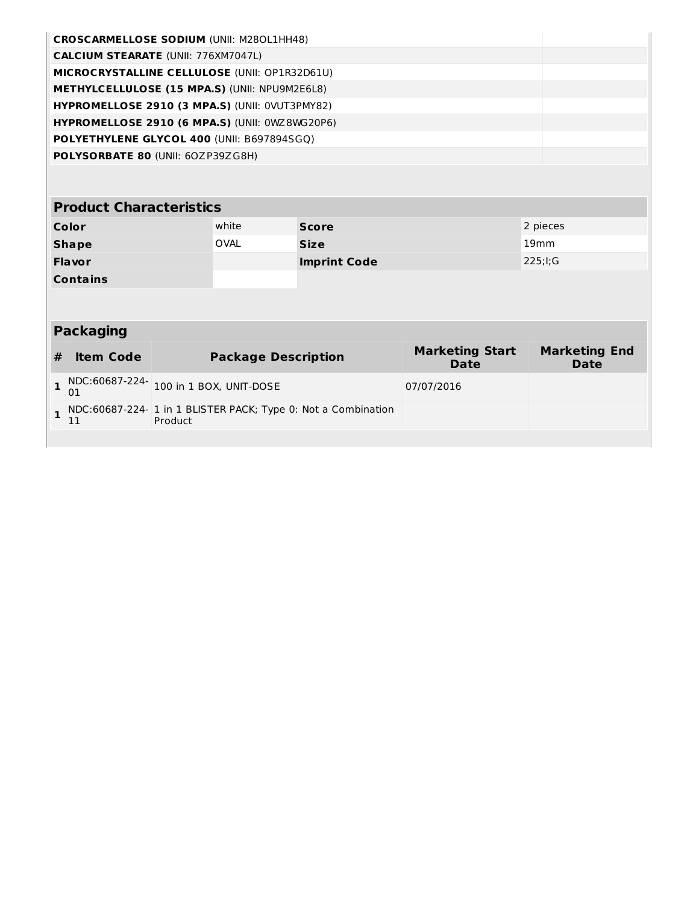| | |
|---|---|
| **CROSCARMELLOSE SODIUM** (UNII: M28OL1HH48) | |
| **CALCIUM STEARATE** (UNII: 776XM7047L) | |
| **MICROCRYSTALLINE CELLULOSE** (UNII: OP1R32D61U) | |
| **METHYLCELLULOSE (15 MPA.S)** (UNII: NPU9M2E6L8) | |
| **HYPROMELLOSE 2910 (3 MPA.S)** (UNII: 0VUT3PMY82) | |
| **HYPROMELLOSE 2910 (6 MPA.S)** (UNII: 0WZ8WG20P6) | |
| **POLYETHYLENE GLYCOL 400** (UNII: B697894SGQ) | |
| **POLYSORBATE 80** (UNII: 6OZP39ZG8H) | |

## Product Characteristics

| | | | |
|---|---|---|---|
| **Color** | white | **Score** | 2 pieces |
| **Shape** | OVAL | **Size** | 19mm |
| **Flavor** | | **Imprint Code** | 225;I;G |
| **Contains** | | | |

## Packaging

| # | Item Code | Package Description | Marketing Start Date | Marketing End Date |
|---|---|---|---|---|
| 1 | NDC:60687-224-01 | 100 in 1 BOX, UNIT-DOSE | 07/07/2016 | |
| 1 | NDC:60687-224-11 | 1 in 1 BLISTER PACK; Type 0: Not a Combination Product | | |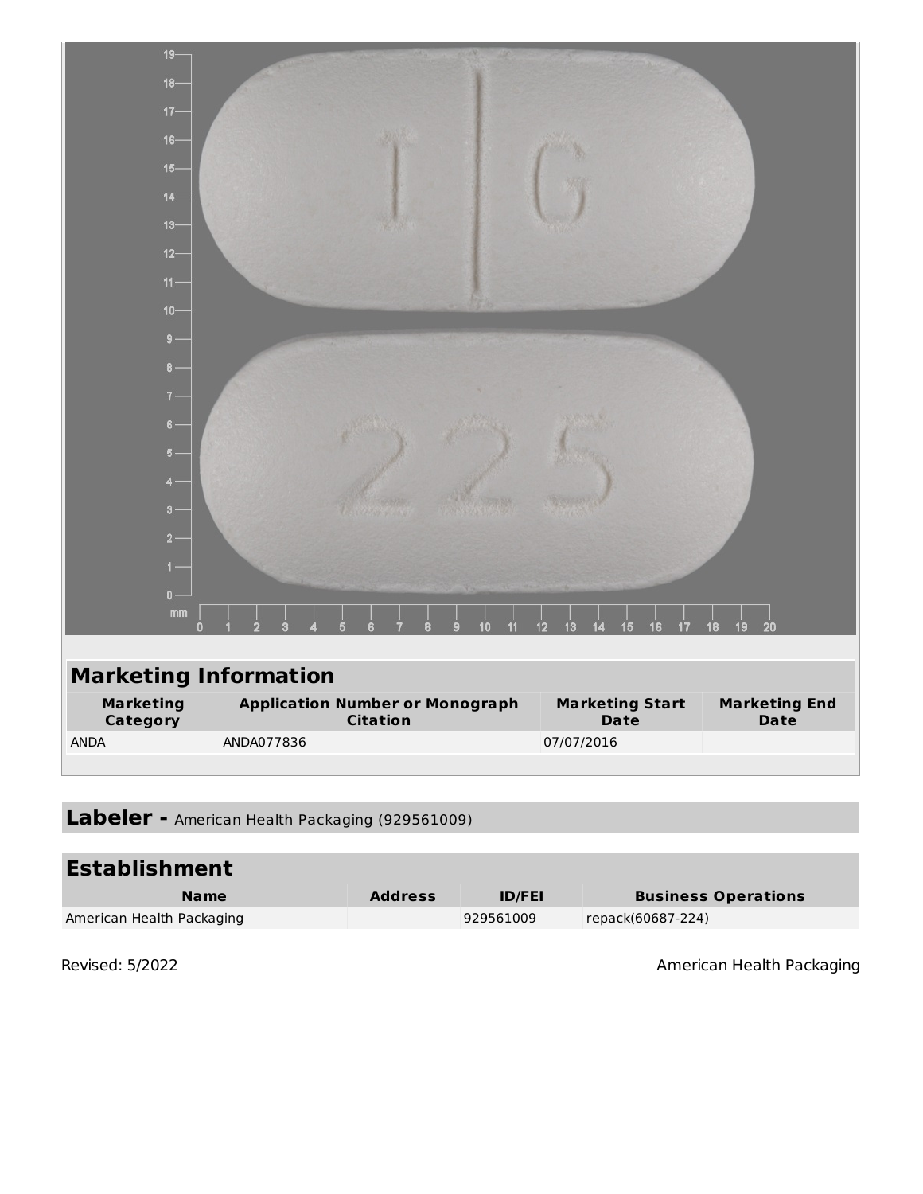## Marketing Information

| Marketing Category | Application Number or Monograph Citation | Marketing Start Date | Marketing End Date |
|---|---|---|---|
| ANDA | ANDA077836 | 07/07/2016 | |

## Labeler - American Health Packaging (929561009)

## Establishment

| Name | Address | ID/FEI | Business Operations |
|---|---|---|---|
| American Health Packaging | | 929561009 | repack(60687-224) |

Revised: 5/2022

American Health Packaging